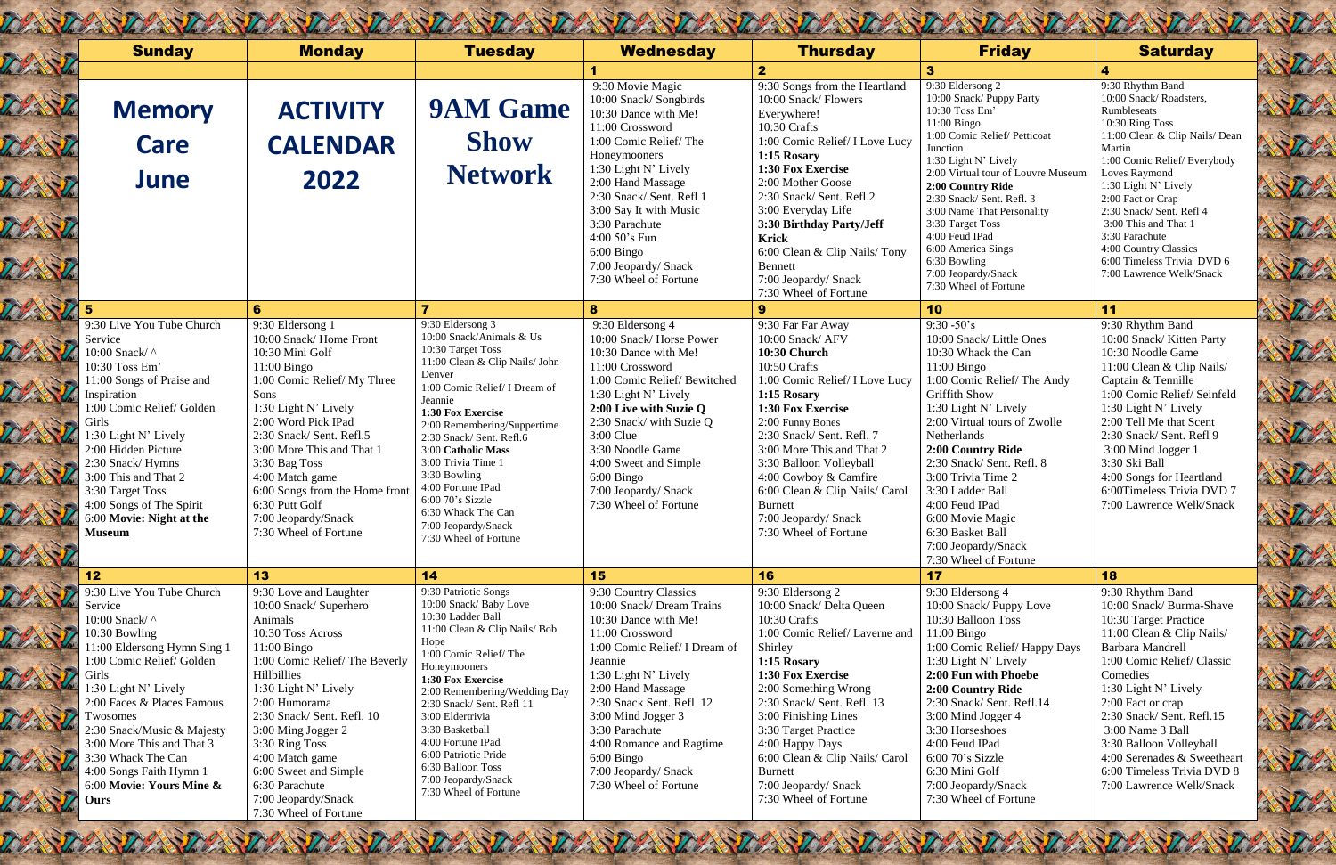| Sunday | Monday | Tuesday | Wednesday | Thursday | Friday | Saturday |
|---|---|---|---|---|---|---|
| | | | 1 | 2 | 3 | 4 |
| **Memory Care June** | **ACTIVITY CALENDAR 2022** | **9AM Game Show Network** | 9:30 Movie Magic<br>10:00 Snack/ Songbirds<br>10:30 Dance with Me!<br>11:00 Crossword<br>1:00 Comic Relief/ The Honeymooners<br>1:30 Light N' Lively<br>2:00 Hand Massage<br>2:30 Snack/ Sent. Refl 1<br>3:00 Say It with Music<br>3:30 Parachute<br>4:00 50's Fun<br>6:00 Bingo<br>7:00 Jeopardy/ Snack<br>7:30 Wheel of Fortune | 9:30 Songs from the Heartland<br>10:00 Snack/ Flowers Everywhere!<br>10:30 Crafts<br>1:00 Comic Relief/ I Love Lucy<br>**1:15 Rosary**<br>**1:30 Fox Exercise**<br>2:00 Mother Goose<br>2:30 Snack/ Sent. Refl.2<br>3:00 Everyday Life<br>**3:30 Birthday Party/Jeff Krick**<br>6:00 Clean & Clip Nails/ Tony Bennett<br>7:00 Jeopardy/ Snack<br>7:30 Wheel of Fortune | 9:30 Eldersong 2<br>10:00 Snack/ Puppy Party<br>10:30 Toss Em'<br>11:00 Bingo<br>1:00 Comic Relief/ Petticoat Junction<br>1:30 Light N' Lively<br>2:00 Virtual tour of Louvre Museum<br>**2:00 Country Ride**<br>2:30 Snack/ Sent. Refl. 3<br>3:00 Name That Personality<br>3:30 Target Toss<br>4:00 Feud IPad<br>6:00 America Sings<br>6:30 Bowling<br>7:00 Jeopardy/Snack<br>7:30 Wheel of Fortune | 9:30 Rhythm Band<br>10:00 Snack/ Roadsters, Rumbleseats<br>10:30 Ring Toss<br>11:00 Clean & Clip Nails/ Dean Martin<br>1:00 Comic Relief/ Everybody Loves Raymond<br>1:30 Light N' Lively<br>2:00 Fact or Crap<br>2:30 Snack/ Sent. Refl 4<br>3:00 This and That 1<br>3:30 Parachute<br>4:00 Country Classics<br>6:00 Timeless Trivia DVD 6<br>7:00 Lawrence Welk/Snack |
| 5 | 6 | 7 | 8 | 9 | 10 | 11 |
| 9:30 Live You Tube Church Service<br>10:00 Snack/ ^<br>10:30 Toss Em'<br>11:00 Songs of Praise and Inspiration<br>1:00 Comic Relief/ Golden Girls<br>1:30 Light N' Lively<br>2:00 Hidden Picture<br>2:30 Snack/ Hymns<br>3:00 This and That 2<br>3:30 Target Toss<br>4:00 Songs of The Spirit<br>6:00 **Movie: Night at the Museum** | 9:30 Eldersong 1<br>10:00 Snack/ Home Front<br>10:30 Mini Golf<br>11:00 Bingo<br>1:00 Comic Relief/ My Three Sons<br>1:30 Light N' Lively<br>2:00 Word Pick IPad<br>2:30 Snack/ Sent. Refl.5<br>3:00 More This and That 1<br>3:30 Bag Toss<br>4:00 Match game<br>6:00 Songs from the Home front<br>6:30 Putt Golf<br>7:00 Jeopardy/Snack<br>7:30 Wheel of Fortune | 9:30 Eldersong 3<br>10:00 Snack/Animals & Us<br>10:30 Target Toss<br>11:00 Clean & Clip Nails/ John Denver<br>1:00 Comic Relief/ I Dream of Jeannie<br>**1:30 Fox Exercise**<br>2:00 Remembering/Suppertime<br>2:30 Snack/ Sent. Refl.6<br>3:00 **Catholic Mass**<br>3:00 Trivia Time 1<br>3:30 Bowling<br>4:00 Fortune IPad<br>6:00 70's Sizzle<br>6:30 Whack The Can<br>7:00 Jeopardy/Snack<br>7:30 Wheel of Fortune | 9:30 Eldersong 4<br>10:00 Snack/ Horse Power<br>10:30 Dance with Me!<br>11:00 Crossword<br>1:00 Comic Relief/ Bewitched<br>1:30 Light N' Lively<br>**2:00 Live with Suzie Q**<br>2:30 Snack/ with Suzie Q<br>3:00 Clue<br>3:30 Noodle Game<br>4:00 Sweet and Simple<br>6:00 Bingo<br>7:00 Jeopardy/ Snack<br>7:30 Wheel of Fortune | 9:30 Far Far Away<br>10:00 Snack/ AFV<br>**10:30 Church**<br>10:50 Crafts<br>1:00 Comic Relief/ I Love Lucy<br>**1:15 Rosary**<br>**1:30 Fox Exercise**<br>2:00 Funny Bones<br>2:30 Snack/ Sent. Refl. 7<br>3:00 More This and That 2<br>3:30 Balloon Volleyball<br>4:00 Cowboy & Camfire<br>6:00 Clean & Clip Nails/ Carol Burnett<br>7:00 Jeopardy/ Snack<br>7:30 Wheel of Fortune | 9:30 -50's<br>10:00 Snack/ Little Ones<br>10:30 Whack the Can<br>11:00 Bingo<br>1:00 Comic Relief/ The Andy Griffith Show<br>1:30 Light N' Lively<br>2:00 Virtual tours of Zwolle Netherlands<br>**2:00 Country Ride**<br>2:30 Snack/ Sent. Refl. 8<br>3:00 Trivia Time 2<br>3:30 Ladder Ball<br>4:00 Feud IPad<br>6:00 Movie Magic<br>6:30 Basket Ball<br>7:00 Jeopardy/Snack<br>7:30 Wheel of Fortune | 9:30 Rhythm Band<br>10:00 Snack/ Kitten Party<br>10:30 Noodle Game<br>11:00 Clean & Clip Nails/ Captain & Tennille<br>1:00 Comic Relief/ Seinfeld<br>1:30 Light N' Lively<br>2:00 Tell Me that Scent<br>2:30 Snack/ Sent. Refl 9<br>3:00 Mind Jogger 1<br>3:30 Ski Ball<br>4:00 Songs for Heartland<br>6:00Timeless Trivia DVD 7<br>7:00 Lawrence Welk/Snack |
| 12 | 13 | 14 | 15 | 16 | 17 | 18 |
| 9:30 Live You Tube Church Service<br>10:00 Snack/ ^<br>10:30 Bowling<br>11:00 Eldersong Hymn Sing 1<br>1:00 Comic Relief/ Golden Girls<br>1:30 Light N' Lively<br>2:00 Faces & Places Famous Twosomes<br>2:30 Snack/Music & Majesty<br>3:00 More This and That 3<br>3:30 Whack The Can<br>4:00 Songs Faith Hymn 1<br>6:00 **Movie: Yours Mine & Ours** | 9:30 Love and Laughter<br>10:00 Snack/ Superhero Animals<br>10:30 Toss Across<br>11:00 Bingo<br>1:00 Comic Relief/ The Beverly Hillbillies<br>1:30 Light N' Lively<br>2:00 Humorama<br>2:30 Snack/ Sent. Refl. 10<br>3:00 Ming Jogger 2<br>3:30 Ring Toss<br>4:00 Match game<br>6:00 Sweet and Simple<br>6:30 Parachute<br>7:00 Jeopardy/Snack<br>7:30 Wheel of Fortune | 9:30 Patriotic Songs<br>10:00 Snack/ Baby Love<br>10:30 Ladder Ball<br>11:00 Clean & Clip Nails/ Bob Hope<br>1:00 Comic Relief/ The Honeymooners<br>**1:30 Fox Exercise**<br>2:00 Remembering/Wedding Day<br>2:30 Snack/ Sent. Refl 11<br>3:00 Eldertrivia<br>3:30 Basketball<br>4:00 Fortune IPad<br>6:00 Patriotic Pride<br>6:30 Balloon Toss<br>7:00 Jeopardy/Snack<br>7:30 Wheel of Fortune | 9:30 Country Classics<br>10:00 Snack/ Dream Trains<br>10:30 Dance with Me!<br>11:00 Crossword<br>1:00 Comic Relief/ I Dream of Jeannie<br>1:30 Light N' Lively<br>2:00 Hand Massage<br>2:30 Snack Sent. Refl 12<br>3:00 Mind Jogger 3<br>3:30 Parachute<br>4:00 Romance and Ragtime<br>6:00 Bingo<br>7:00 Jeopardy/ Snack<br>7:30 Wheel of Fortune | 9:30 Eldersong 2<br>10:00 Snack/ Delta Queen<br>10:30 Crafts<br>1:00 Comic Relief/ Laverne and Shirley<br>**1:15 Rosary**<br>**1:30 Fox Exercise**<br>2:00 Something Wrong<br>2:30 Snack/ Sent. Refl. 13<br>3:00 Finishing Lines<br>3:30 Target Practice<br>4:00 Happy Days<br>6:00 Clean & Clip Nails/ Carol Burnett<br>7:00 Jeopardy/ Snack<br>7:30 Wheel of Fortune | 9:30 Eldersong 4<br>10:00 Snack/ Puppy Love<br>10:30 Balloon Toss<br>11:00 Bingo<br>1:00 Comic Relief/ Happy Days<br>1:30 Light N' Lively<br>**2:00 Fun with Phoebe**<br>**2:00 Country Ride**<br>2:30 Snack/ Sent. Refl.14<br>3:00 Mind Jogger 4<br>3:30 Horseshoes<br>4:00 Feud IPad<br>6:00 70's Sizzle<br>6:30 Mini Golf<br>7:00 Jeopardy/Snack<br>7:30 Wheel of Fortune | 9:30 Rhythm Band<br>10:00 Snack/ Burma-Shave<br>10:30 Target Practice<br>11:00 Clean & Clip Nails/ Barbara Mandrell<br>1:00 Comic Relief/ Classic Comedies<br>1:30 Light N' Lively<br>2:00 Fact or crap<br>2:30 Snack/ Sent. Refl.15<br>3:00 Name 3 Ball<br>3:30 Balloon Volleyball<br>4:00 Serenades & Sweetheart<br>6:00 Timeless Trivia DVD 8<br>7:00 Lawrence Welk/Snack |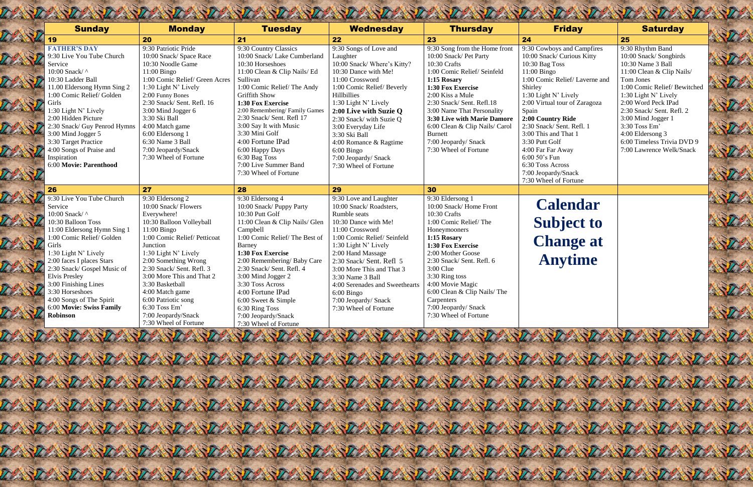| Sunday | Monday | Tuesday | Wednesday | Thursday | Friday | Saturday |
|---|---|---|---|---|---|---|
| **19** | **20** | **21** | **22** | **23** | **24** | **25** |
| **FATHER'S DAY**<br>9:30 Live You Tube Church Service<br>10:00 Snack/ ^<br>10:30 Ladder Ball<br>11.00 Eldersong Hymn Sing 2<br>1:00 Comic Relief/ Golden Girls<br>1:30 Light N' Lively<br>2:00 Hidden Picture<br>2:30 Snack/ Guy Penrod Hymns<br>3:00 Mind Jogger 5<br>3:30 Target Practice<br>4:00 Songs of Praise and Inspiration<br>6:00 **Movie: Parenthood** | 9:30 Patriotic Pride<br>10:00 Snack/ Space Race<br>10:30 Noodle Game<br>11:00 Bingo<br>1:00 Comic Relief/ Green Acres<br>1:30 Light N' Lively<br>2:00 Funny Bones<br>2:30 Snack/ Sent. Refl. 16<br>3:00 Mind Jogger 6<br>3:30 Ski Ball<br>4:00 Match game<br>6:00 Eldersong 1<br>6:30 Name 3 Ball<br>7:00 Jeopardy/Snack<br>7:30 Wheel of Fortune | 9:30 Country Classics<br>10:00 Snack/ Lake Cumberland<br>10:30 Horseshoes<br>11:00 Clean & Clip Nails/ Ed Sullivan<br>1:00 Comic Relief/ The Andy Griffith Show<br>**1:30 Fox Exercise**<br>2:00 Remembering/ Family Games<br>2:30 Snack/ Sent. Refl 17<br>3:00 Say It with Music<br>3:30 Mini Golf<br>4:00 Fortune IPad<br>6:00 Happy Days<br>6:30 Bag Toss<br>7:00 Live Summer Band<br>7:30 Wheel of Fortune | 9:30 Songs of Love and Laughter<br>10:00 Snack/ Where's Kitty?<br>10:30 Dance with Me!<br>11:00 Crossword<br>1:00 Comic Relief/ Beverly Hillbillies<br>1:30 Light N' Lively<br>**2:00 Live with Suzie Q**<br>2:30 Snack/ with Suzie Q<br>3:00 Everyday Life<br>3:30 Ski Ball<br>4:00 Romance & Ragtime<br>6:00 Bingo<br>7:00 Jeopardy/ Snack<br>7:30 Wheel of Fortune | 9:30 Song from the Home front<br>10:00 Snack/ Pet Party<br>10:30 Crafts<br>1:00 Comic Relief/ Seinfeld<br>**1:15 Rosary**<br>**1:30 Fox Exercise**<br>2:00 Kiss a Mule<br>2:30 Snack/ Sent. Refl.18<br>3:00 Name That Personality<br>**3:30 Live with Marie Damore**<br>6:00 Clean & Clip Nails/ Carol Burnett<br>7:00 Jeopardy & Snack<br>7:30 Wheel of Fortune | 9:30 Cowboys and Campfires<br>10:00 Snack/ Curious Kitty<br>10:30 Bag Toss<br>11:00 Bingo<br>1:00 Comic Relief/ Laverne and Shirley<br>1:30 Light N' Lively<br>2:00 Virtual tour of Zaragoza Spain<br>**2:00 Country Ride**<br>2:30 Snack/ Sent. Refl. 1<br>3:00 This and That 1<br>3:30 Putt Golf<br>4:00 Far Far Away<br>6:00 50's Fun<br>6:30 Toss Across<br>7:00 Jeopardy/Snack<br>7:30 Wheel of Fortune | 9:30 Rhythm Band<br>10:00 Snack/ Songbirds<br>10:30 Name 3 Ball<br>11:00 Clean & Clip Nails/ Tom Jones<br>1:00 Comic Relief/ Bewitched<br>1:30 Light N' Lively<br>2:00 Word Peck IPad<br>2:30 Snack/ Sent. Refl. 2<br>3:00 Mind Jogger 1<br>3:30 Toss Em'<br>4:00 Eldersong 3<br>6:00 Timeless Trivia DVD 9<br>7:00 Lawrence Welk/Snack |
| **26** | **27** | **28** | **29** | **30** | | |
| 9:30 Live You Tube Church Service<br>10:00 Snack/ ^<br>10:30 Balloon Toss<br>11:00 Eldersong Hymn Sing 1<br>1:00 Comic Relief/ Golden Girls<br>1:30 Light N' Lively<br>2:00 faces I places Stars<br>2:30 Snack/ Gospel Music of Elvis Presley<br>3:00 Finishing Lines<br>3:30 Horseshoes<br>4:00 Songs of The Spirit<br>6:00 **Movie: Swiss Family Robinson** | 9:30 Eldersong 2<br>10:00 Snack/ Flowers Everywhere!<br>10:30 Balloon Volleyball<br>11:00 Bingo<br>1:00 Comic Relief/ Petticoat Junction<br>1:30 Light N' Lively<br>2:00 Something Wrong<br>2:30 Snack/ Sent. Refl. 3<br>3:00 More This and That 2<br>3:30 Basketball<br>4:00 Match game<br>6:00 Patriotic song<br>6:30 Toss Em'<br>7:00 Jeopardy/Snack<br>7:30 Wheel of Fortune | 9:30 Eldersong 4<br>10:00 Snack/ Puppy Party<br>10:30 Putt Golf<br>11:00 Clean & Clip Nails/ Glen Campbell<br>1:00 Comic Relief/ The Best of Barney<br>**1:30 Fox Exercise**<br>2:00 Remembering/ Baby Care<br>2:30 Snack/ Sent. Refl. 4<br>3:00 Mind Jogger 2<br>3:30 Toss Across<br>4:00 Fortune IPad<br>6:00 Sweet & Simple<br>6:30 Ring Toss<br>7:00 Jeopardy/Snack<br>7:30 Wheel of Fortune | 9:30 Love and Laughter<br>10:00 Snack/ Roadsters, Rumble seats<br>10:30 Dance with Me!<br>11:00 Crossword<br>1:00 Comic Relief/ Seinfeld<br>1:30 Light N' Lively<br>2:00 Hand Massage<br>2:30 Snack/ Sent. Refl 5<br>3:00 More This and That 3<br>3:30 Name 3 Ball<br>4:00 Serenades and Sweethearts<br>6:00 Bingo<br>7:00 Jeopardy/ Snack<br>7:30 Wheel of Fortune | 9:30 Eldersong 1<br>10:00 Snack/ Home Front<br>10:30 Crafts<br>1:00 Comic Relief/ The Honeymooners<br>**1:15 Rosary**<br>**1:30 Fox Exercise**<br>2:00 Mother Goose<br>2:30 Snack/ Sent. Refl. 6<br>3:00 Clue<br>3:30 Ring toss<br>4:00 Movie Magic<br>6:00 Clean & Clip Nails/ The Carpenters<br>7:00 Jeopardy/ Snack<br>7:30 Wheel of Fortune | **Calendar Subject to Change at Anytime** | |